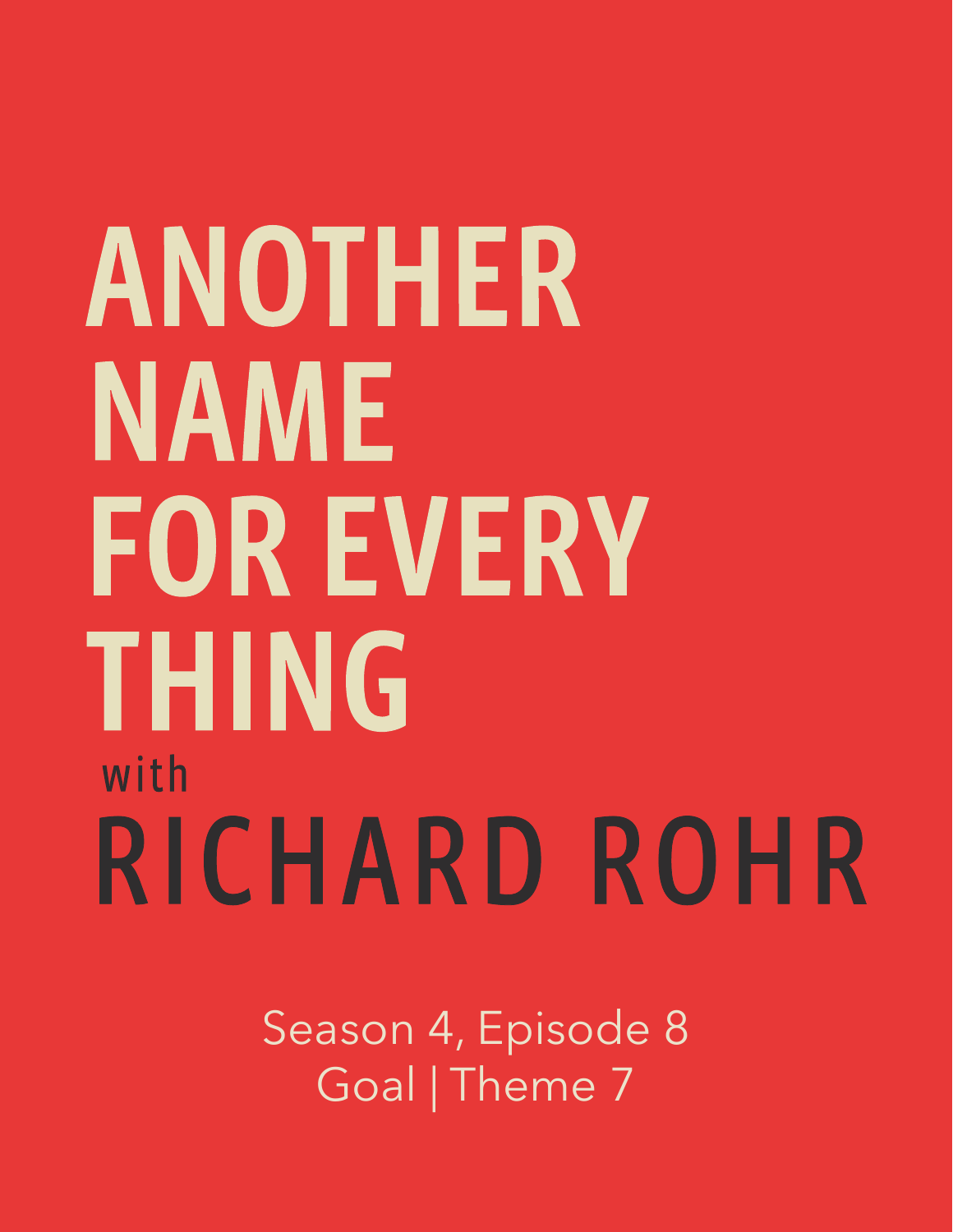# ANOTHER NAME FOR EVERY THING

with

# RICHARD ROHR

Season 4, Episode 8

Goal | Theme 7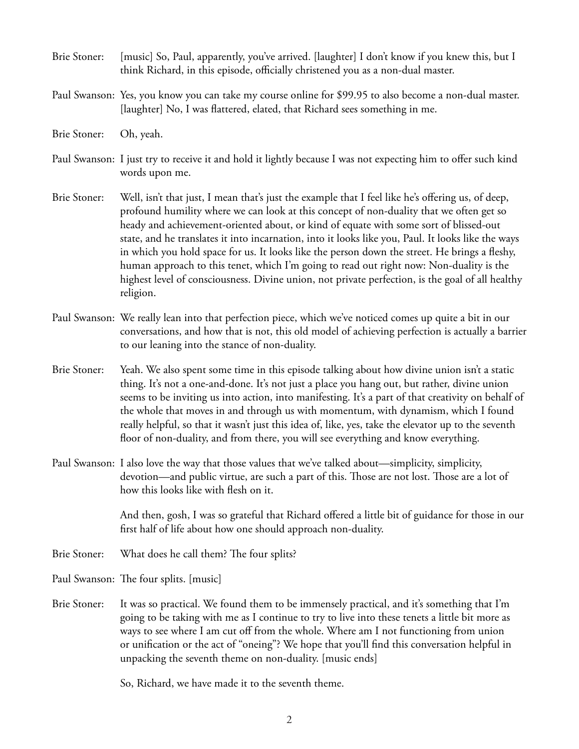Brie Stoner: [music] So, Paul, apparently, you've arrived. [laughter] I don't know if you knew this, but I think Richard, in this episode, officially christened you as a non-dual master.

Paul Swanson: Yes, you know you can take my course online for $99.95 to also become a non-dual master. [laughter] No, I was flattered, elated, that Richard sees something in me.

Brie Stoner: Oh, yeah.

Paul Swanson: I just try to receive it and hold it lightly because I was not expecting him to offer such kind words upon me.

Brie Stoner: Well, isn't that just, I mean that's just the example that I feel like he's offering us, of deep, profound humility where we can look at this concept of non-duality that we often get so heady and achievement-oriented about, or kind of equate with some sort of blissed-out state, and he translates it into incarnation, into it looks like you, Paul. It looks like the ways in which you hold space for us. It looks like the person down the street. He brings a fleshy, human approach to this tenet, which I'm going to read out right now: Non-duality is the highest level of consciousness. Divine union, not private perfection, is the goal of all healthy religion.

Paul Swanson: We really lean into that perfection piece, which we've noticed comes up quite a bit in our conversations, and how that is not, this old model of achieving perfection is actually a barrier to our leaning into the stance of non-duality.

Brie Stoner: Yeah. We also spent some time in this episode talking about how divine union isn't a static thing. It's not a one-and-done. It's not just a place you hang out, but rather, divine union seems to be inviting us into action, into manifesting. It's a part of that creativity on behalf of the whole that moves in and through us with momentum, with dynamism, which I found really helpful, so that it wasn't just this idea of, like, yes, take the elevator up to the seventh floor of non-duality, and from there, you will see everything and know everything.

Paul Swanson: I also love the way that those values that we've talked about—simplicity, simplicity, devotion—and public virtue, are such a part of this. Those are not lost. Those are a lot of how this looks like with flesh on it.

And then, gosh, I was so grateful that Richard offered a little bit of guidance for those in our first half of life about how one should approach non-duality.

Brie Stoner: What does he call them? The four splits?

Paul Swanson: The four splits. [music]

Brie Stoner: It was so practical. We found them to be immensely practical, and it's something that I'm going to be taking with me as I continue to try to live into these tenets a little bit more as ways to see where I am cut off from the whole. Where am I not functioning from union or unification or the act of "oneing"? We hope that you'll find this conversation helpful in unpacking the seventh theme on non-duality. [music ends]

So, Richard, we have made it to the seventh theme.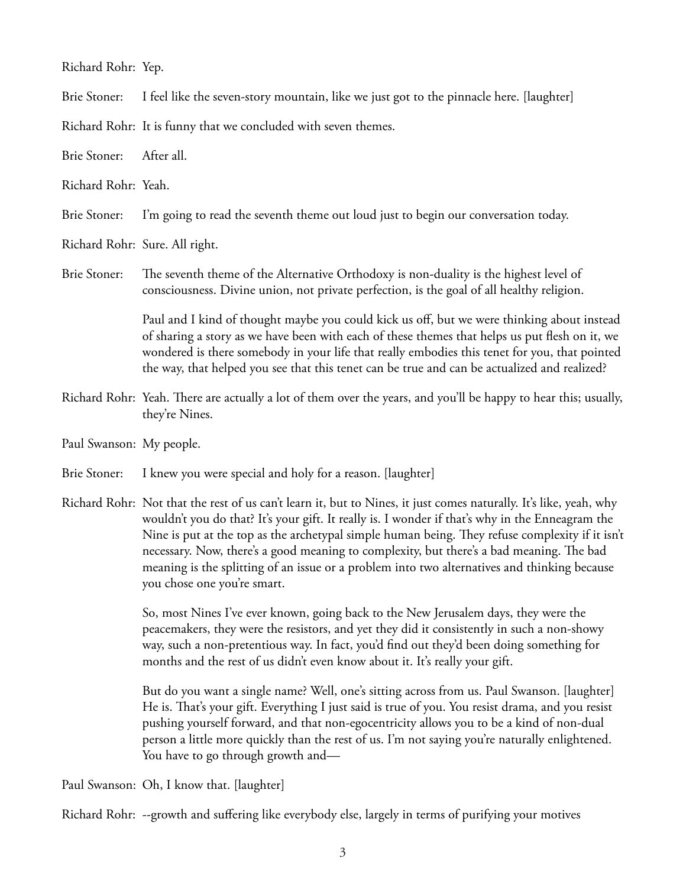Richard Rohr: Yep.

Brie Stoner: I feel like the seven-story mountain, like we just got to the pinnacle here. [laughter]

Richard Rohr: It is funny that we concluded with seven themes.

Brie Stoner: After all.

Richard Rohr: Yeah.

Brie Stoner: I'm going to read the seventh theme out loud just to begin our conversation today.

Richard Rohr: Sure. All right.

Brie Stoner: The seventh theme of the Alternative Orthodoxy is non-duality is the highest level of consciousness. Divine union, not private perfection, is the goal of all healthy religion.

Paul and I kind of thought maybe you could kick us off, but we were thinking about instead of sharing a story as we have been with each of these themes that helps us put flesh on it, we wondered is there somebody in your life that really embodies this tenet for you, that pointed the way, that helped you see that this tenet can be true and can be actualized and realized?

Richard Rohr: Yeah. There are actually a lot of them over the years, and you'll be happy to hear this; usually, they're Nines.

Paul Swanson: My people.

Brie Stoner: I knew you were special and holy for a reason. [laughter]

Richard Rohr: Not that the rest of us can't learn it, but to Nines, it just comes naturally. It's like, yeah, why wouldn't you do that? It's your gift. It really is. I wonder if that's why in the Enneagram the Nine is put at the top as the archetypal simple human being. They refuse complexity if it isn't necessary. Now, there's a good meaning to complexity, but there's a bad meaning. The bad meaning is the splitting of an issue or a problem into two alternatives and thinking because you chose one you're smart.

So, most Nines I've ever known, going back to the New Jerusalem days, they were the peacemakers, they were the resistors, and yet they did it consistently in such a non-showy way, such a non-pretentious way. In fact, you'd find out they'd been doing something for months and the rest of us didn't even know about it. It's really your gift.

But do you want a single name? Well, one's sitting across from us. Paul Swanson. [laughter] He is. That's your gift. Everything I just said is true of you. You resist drama, and you resist pushing yourself forward, and that non-egocentricity allows you to be a kind of non-dual person a little more quickly than the rest of us. I'm not saying you're naturally enlightened. You have to go through growth and—

Paul Swanson: Oh, I know that. [laughter]

Richard Rohr: --growth and suffering like everybody else, largely in terms of purifying your motives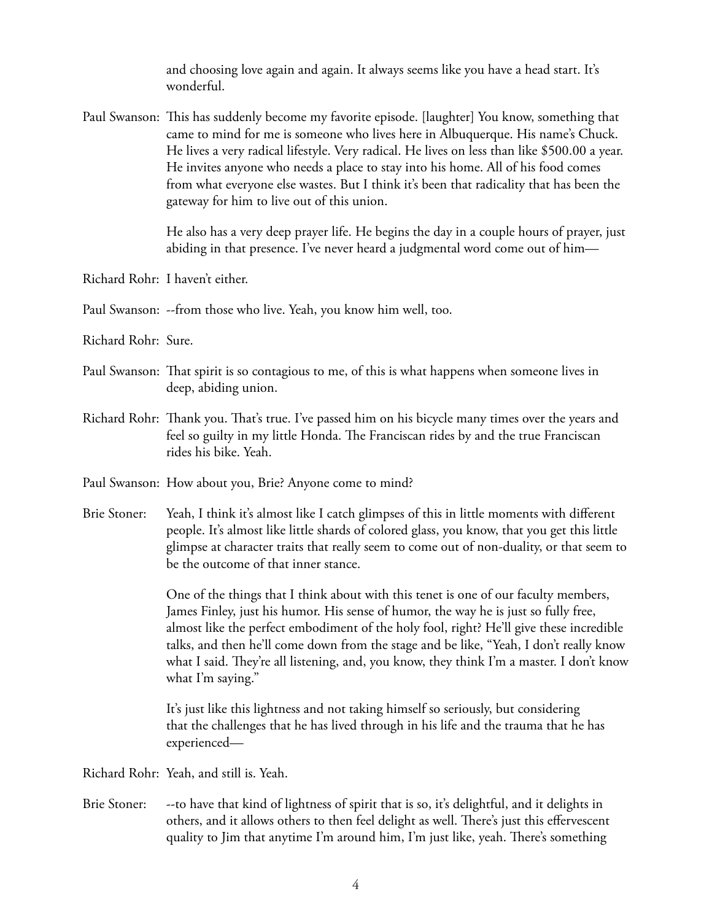and choosing love again and again. It always seems like you have a head start. It's wonderful.

Paul Swanson: This has suddenly become my favorite episode. [laughter] You know, something that came to mind for me is someone who lives here in Albuquerque. His name's Chuck. He lives a very radical lifestyle. Very radical. He lives on less than like $500.00 a year. He invites anyone who needs a place to stay into his home. All of his food comes from what everyone else wastes. But I think it's been that radicality that has been the gateway for him to live out of this union.

He also has a very deep prayer life. He begins the day in a couple hours of prayer, just abiding in that presence. I've never heard a judgmental word come out of him—

Richard Rohr: I haven't either.

Paul Swanson: --from those who live. Yeah, you know him well, too.

Richard Rohr: Sure.

Paul Swanson: That spirit is so contagious to me, of this is what happens when someone lives in deep, abiding union.

Richard Rohr: Thank you. That's true. I've passed him on his bicycle many times over the years and feel so guilty in my little Honda. The Franciscan rides by and the true Franciscan rides his bike. Yeah.

Paul Swanson: How about you, Brie? Anyone come to mind?

Brie Stoner: Yeah, I think it's almost like I catch glimpses of this in little moments with different people. It's almost like little shards of colored glass, you know, that you get this little glimpse at character traits that really seem to come out of non-duality, or that seem to be the outcome of that inner stance.

One of the things that I think about with this tenet is one of our faculty members, James Finley, just his humor. His sense of humor, the way he is just so fully free, almost like the perfect embodiment of the holy fool, right? He'll give these incredible talks, and then he'll come down from the stage and be like, "Yeah, I don't really know what I said. They're all listening, and, you know, they think I'm a master. I don't know what I'm saying."

It's just like this lightness and not taking himself so seriously, but considering that the challenges that he has lived through in his life and the trauma that he has experienced—

Richard Rohr: Yeah, and still is. Yeah.

Brie Stoner: --to have that kind of lightness of spirit that is so, it's delightful, and it delights in others, and it allows others to then feel delight as well. There's just this effervescent quality to Jim that anytime I'm around him, I'm just like, yeah. There's something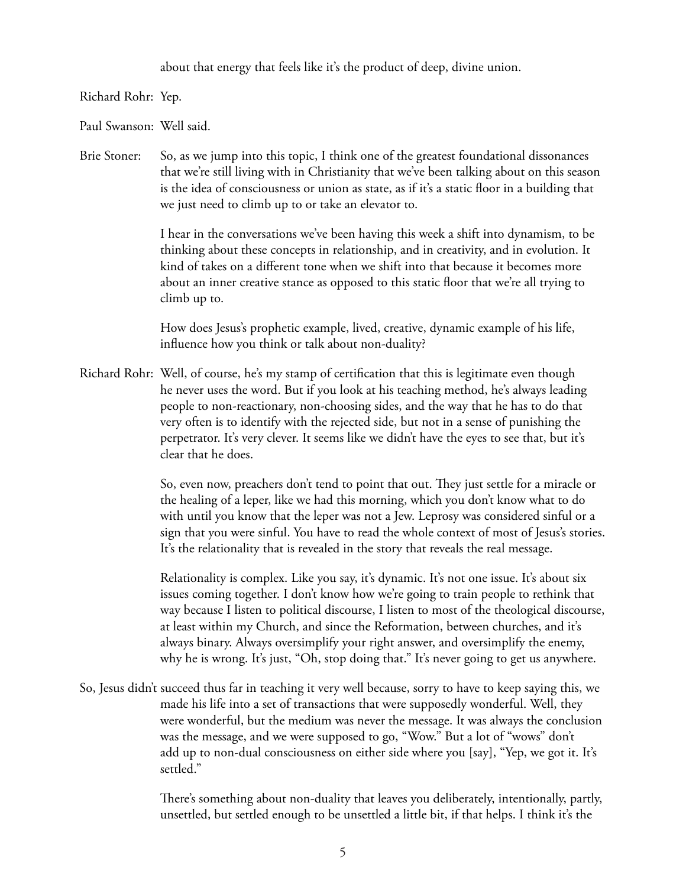about that energy that feels like it's the product of deep, divine union.

Richard Rohr: Yep.

Paul Swanson: Well said.

Brie Stoner: So, as we jump into this topic, I think one of the greatest foundational dissonances that we're still living with in Christianity that we've been talking about on this season is the idea of consciousness or union as state, as if it's a static floor in a building that we just need to climb up to or take an elevator to.

I hear in the conversations we've been having this week a shift into dynamism, to be thinking about these concepts in relationship, and in creativity, and in evolution. It kind of takes on a different tone when we shift into that because it becomes more about an inner creative stance as opposed to this static floor that we're all trying to climb up to.

How does Jesus's prophetic example, lived, creative, dynamic example of his life, influence how you think or talk about non-duality?

Richard Rohr: Well, of course, he's my stamp of certification that this is legitimate even though he never uses the word. But if you look at his teaching method, he's always leading people to non-reactionary, non-choosing sides, and the way that he has to do that very often is to identify with the rejected side, but not in a sense of punishing the perpetrator. It's very clever. It seems like we didn't have the eyes to see that, but it's clear that he does.

So, even now, preachers don't tend to point that out. They just settle for a miracle or the healing of a leper, like we had this morning, which you don't know what to do with until you know that the leper was not a Jew. Leprosy was considered sinful or a sign that you were sinful. You have to read the whole context of most of Jesus's stories. It's the relationality that is revealed in the story that reveals the real message.

Relationality is complex. Like you say, it's dynamic. It's not one issue. It's about six issues coming together. I don't know how we're going to train people to rethink that way because I listen to political discourse, I listen to most of the theological discourse, at least within my Church, and since the Reformation, between churches, and it's always binary. Always oversimplify your right answer, and oversimplify the enemy, why he is wrong. It's just, "Oh, stop doing that." It's never going to get us anywhere.

So, Jesus didn't succeed thus far in teaching it very well because, sorry to have to keep saying this, we made his life into a set of transactions that were supposedly wonderful. Well, they were wonderful, but the medium was never the message. It was always the conclusion was the message, and we were supposed to go, "Wow." But a lot of "wows" don't add up to non-dual consciousness on either side where you [say], "Yep, we got it. It's settled."

There's something about non-duality that leaves you deliberately, intentionally, partly, unsettled, but settled enough to be unsettled a little bit, if that helps. I think it's the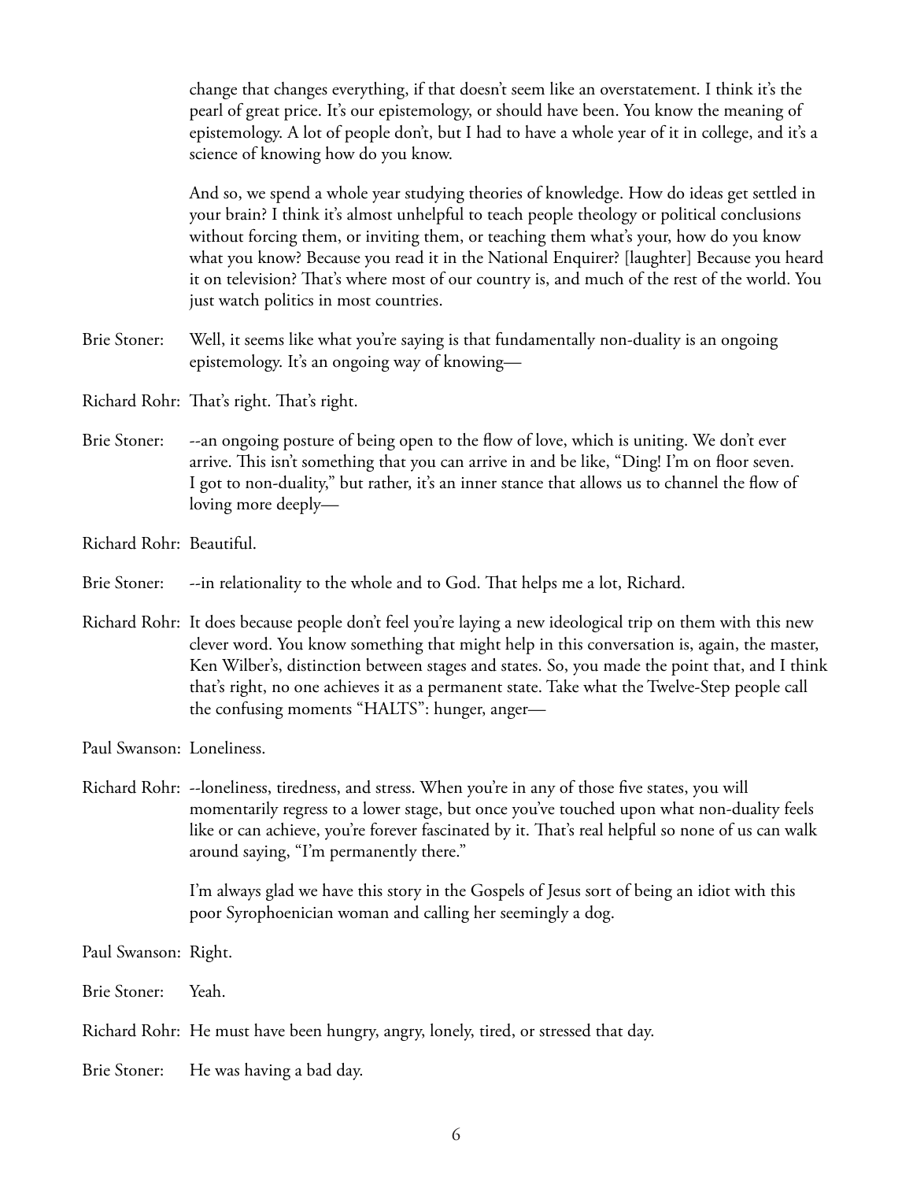change that changes everything, if that doesn't seem like an overstatement. I think it's the pearl of great price. It's our epistemology, or should have been. You know the meaning of epistemology. A lot of people don't, but I had to have a whole year of it in college, and it's a science of knowing how do you know.

And so, we spend a whole year studying theories of knowledge. How do ideas get settled in your brain? I think it's almost unhelpful to teach people theology or political conclusions without forcing them, or inviting them, or teaching them what's your, how do you know what you know? Because you read it in the National Enquirer? [laughter] Because you heard it on television? That's where most of our country is, and much of the rest of the world. You just watch politics in most countries.

Brie Stoner: Well, it seems like what you're saying is that fundamentally non-duality is an ongoing epistemology. It's an ongoing way of knowing—

Richard Rohr: That's right. That's right.

Brie Stoner: --an ongoing posture of being open to the flow of love, which is uniting. We don't ever arrive. This isn't something that you can arrive in and be like, "Ding! I'm on floor seven. I got to non-duality," but rather, it's an inner stance that allows us to channel the flow of loving more deeply—

Richard Rohr: Beautiful.

Brie Stoner: --in relationality to the whole and to God. That helps me a lot, Richard.

Richard Rohr: It does because people don't feel you're laying a new ideological trip on them with this new clever word. You know something that might help in this conversation is, again, the master, Ken Wilber's, distinction between stages and states. So, you made the point that, and I think that's right, no one achieves it as a permanent state. Take what the Twelve-Step people call the confusing moments "HALTS": hunger, anger—

Paul Swanson: Loneliness.

Richard Rohr: --loneliness, tiredness, and stress. When you're in any of those five states, you will momentarily regress to a lower stage, but once you've touched upon what non-duality feels like or can achieve, you're forever fascinated by it. That's real helpful so none of us can walk around saying, "I'm permanently there."

I'm always glad we have this story in the Gospels of Jesus sort of being an idiot with this poor Syrophoenician woman and calling her seemingly a dog.

Paul Swanson: Right.

Brie Stoner: Yeah.

Richard Rohr: He must have been hungry, angry, lonely, tired, or stressed that day.

Brie Stoner: He was having a bad day.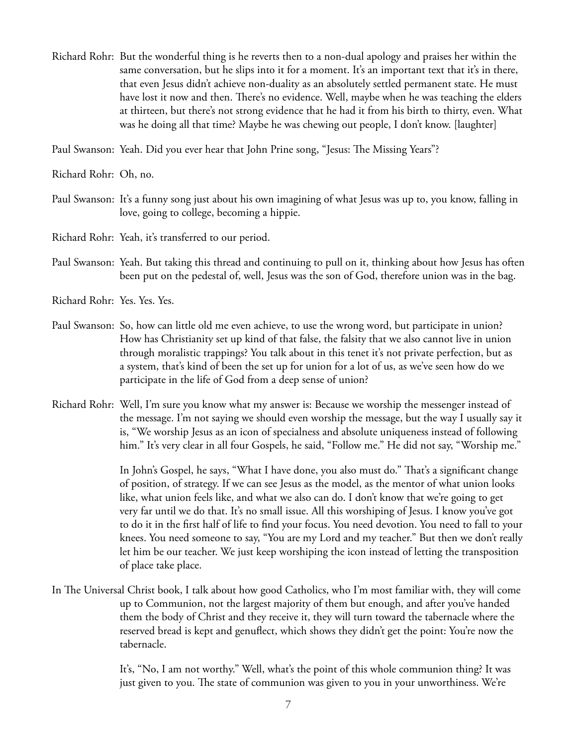Richard Rohr: But the wonderful thing is he reverts then to a non-dual apology and praises her within the same conversation, but he slips into it for a moment. It's an important text that it's in there, that even Jesus didn't achieve non-duality as an absolutely settled permanent state. He must have lost it now and then. There's no evidence. Well, maybe when he was teaching the elders at thirteen, but there's not strong evidence that he had it from his birth to thirty, even. What was he doing all that time? Maybe he was chewing out people, I don't know. [laughter]

Paul Swanson: Yeah. Did you ever hear that John Prine song, "Jesus: The Missing Years"?

Richard Rohr: Oh, no.

Paul Swanson: It's a funny song just about his own imagining of what Jesus was up to, you know, falling in love, going to college, becoming a hippie.

Richard Rohr: Yeah, it's transferred to our period.

Paul Swanson: Yeah. But taking this thread and continuing to pull on it, thinking about how Jesus has often been put on the pedestal of, well, Jesus was the son of God, therefore union was in the bag.

Richard Rohr: Yes. Yes. Yes.

Paul Swanson: So, how can little old me even achieve, to use the wrong word, but participate in union? How has Christianity set up kind of that false, the falsity that we also cannot live in union through moralistic trappings? You talk about in this tenet it's not private perfection, but as a system, that's kind of been the set up for union for a lot of us, as we've seen how do we participate in the life of God from a deep sense of union?

Richard Rohr: Well, I'm sure you know what my answer is: Because we worship the messenger instead of the message. I'm not saying we should even worship the message, but the way I usually say it is, "We worship Jesus as an icon of specialness and absolute uniqueness instead of following him." It's very clear in all four Gospels, he said, "Follow me." He did not say, "Worship me."

In John's Gospel, he says, "What I have done, you also must do." That's a significant change of position, of strategy. If we can see Jesus as the model, as the mentor of what union looks like, what union feels like, and what we also can do. I don't know that we're going to get very far until we do that. It's no small issue. All this worshiping of Jesus. I know you've got to do it in the first half of life to find your focus. You need devotion. You need to fall to your knees. You need someone to say, "You are my Lord and my teacher." But then we don't really let him be our teacher. We just keep worshiping the icon instead of letting the transposition of place take place.

In The Universal Christ book, I talk about how good Catholics, who I'm most familiar with, they will come up to Communion, not the largest majority of them but enough, and after you've handed them the body of Christ and they receive it, they will turn toward the tabernacle where the reserved bread is kept and genuflect, which shows they didn't get the point: You're now the tabernacle.

It's, "No, I am not worthy." Well, what's the point of this whole communion thing? It was just given to you. The state of communion was given to you in your unworthiness. We're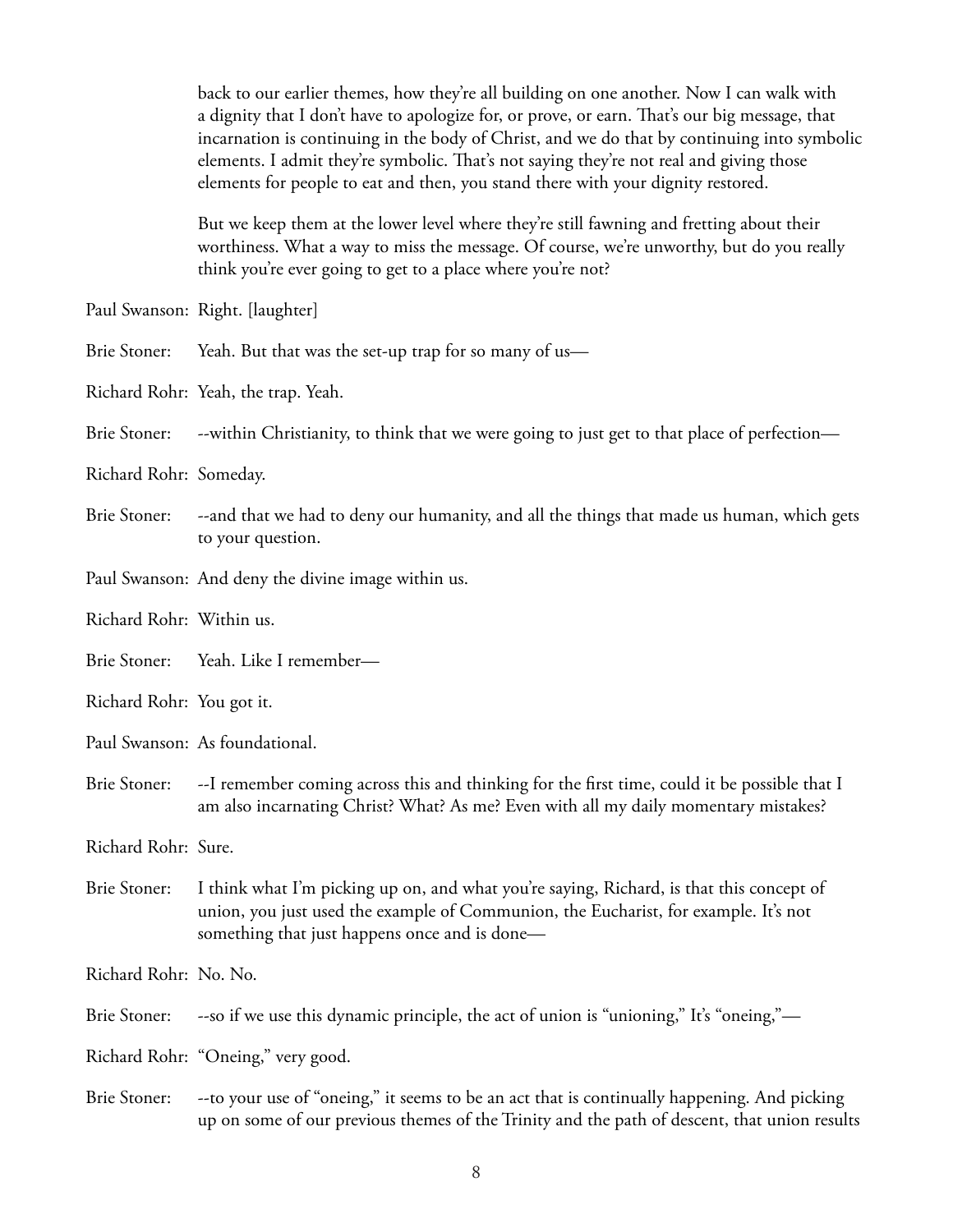back to our earlier themes, how they're all building on one another. Now I can walk with a dignity that I don't have to apologize for, or prove, or earn. That's our big message, that incarnation is continuing in the body of Christ, and we do that by continuing into symbolic elements. I admit they're symbolic. That's not saying they're not real and giving those elements for people to eat and then, you stand there with your dignity restored.

But we keep them at the lower level where they're still fawning and fretting about their worthiness. What a way to miss the message. Of course, we're unworthy, but do you really think you're ever going to get to a place where you're not?

Paul Swanson: Right. [laughter]

Brie Stoner: Yeah. But that was the set-up trap for so many of us—

Richard Rohr: Yeah, the trap. Yeah.

Brie Stoner: --within Christianity, to think that we were going to just get to that place of perfection—

Richard Rohr: Someday.

Brie Stoner: --and that we had to deny our humanity, and all the things that made us human, which gets to your question.

Paul Swanson: And deny the divine image within us.

Richard Rohr: Within us.

Brie Stoner: Yeah. Like I remember—

Richard Rohr: You got it.

Paul Swanson: As foundational.

Brie Stoner: --I remember coming across this and thinking for the first time, could it be possible that I am also incarnating Christ? What? As me? Even with all my daily momentary mistakes?

Richard Rohr: Sure.

Brie Stoner: I think what I'm picking up on, and what you're saying, Richard, is that this concept of union, you just used the example of Communion, the Eucharist, for example. It's not something that just happens once and is done—

Richard Rohr: No. No.

Brie Stoner: --so if we use this dynamic principle, the act of union is "unioning," It's "oneing,"—

Richard Rohr: "Oneing," very good.

Brie Stoner: --to your use of "oneing," it seems to be an act that is continually happening. And picking up on some of our previous themes of the Trinity and the path of descent, that union results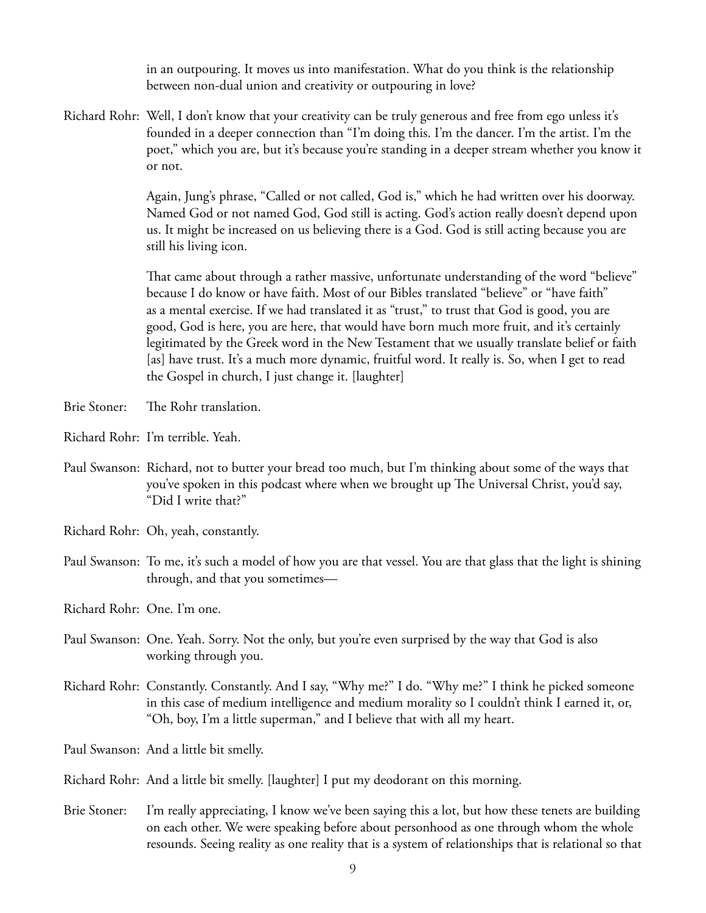in an outpouring. It moves us into manifestation. What do you think is the relationship between non-dual union and creativity or outpouring in love?

Richard Rohr: Well, I don't know that your creativity can be truly generous and free from ego unless it's founded in a deeper connection than "I'm doing this. I'm the dancer. I'm the artist. I'm the poet," which you are, but it's because you're standing in a deeper stream whether you know it or not.

Again, Jung's phrase, "Called or not called, God is," which he had written over his doorway. Named God or not named God, God still is acting. God's action really doesn't depend upon us. It might be increased on us believing there is a God. God is still acting because you are still his living icon.

That came about through a rather massive, unfortunate understanding of the word "believe" because I do know or have faith. Most of our Bibles translated "believe" or "have faith" as a mental exercise. If we had translated it as "trust," to trust that God is good, you are good, God is here, you are here, that would have born much more fruit, and it's certainly legitimated by the Greek word in the New Testament that we usually translate belief or faith [as] have trust. It's a much more dynamic, fruitful word. It really is. So, when I get to read the Gospel in church, I just change it. [laughter]

Brie Stoner: The Rohr translation.

Richard Rohr: I'm terrible. Yeah.

Paul Swanson: Richard, not to butter your bread too much, but I'm thinking about some of the ways that you've spoken in this podcast where when we brought up The Universal Christ, you'd say, "Did I write that?"

Richard Rohr: Oh, yeah, constantly.

Paul Swanson: To me, it's such a model of how you are that vessel. You are that glass that the light is shining through, and that you sometimes—

Richard Rohr: One. I'm one.

Paul Swanson: One. Yeah. Sorry. Not the only, but you're even surprised by the way that God is also working through you.

Richard Rohr: Constantly. Constantly. And I say, "Why me?" I do. "Why me?" I think he picked someone in this case of medium intelligence and medium morality so I couldn't think I earned it, or, "Oh, boy, I'm a little superman," and I believe that with all my heart.

Paul Swanson: And a little bit smelly.

Richard Rohr: And a little bit smelly. [laughter] I put my deodorant on this morning.

Brie Stoner: I'm really appreciating, I know we've been saying this a lot, but how these tenets are building on each other. We were speaking before about personhood as one through whom the whole resounds. Seeing reality as one reality that is a system of relationships that is relational so that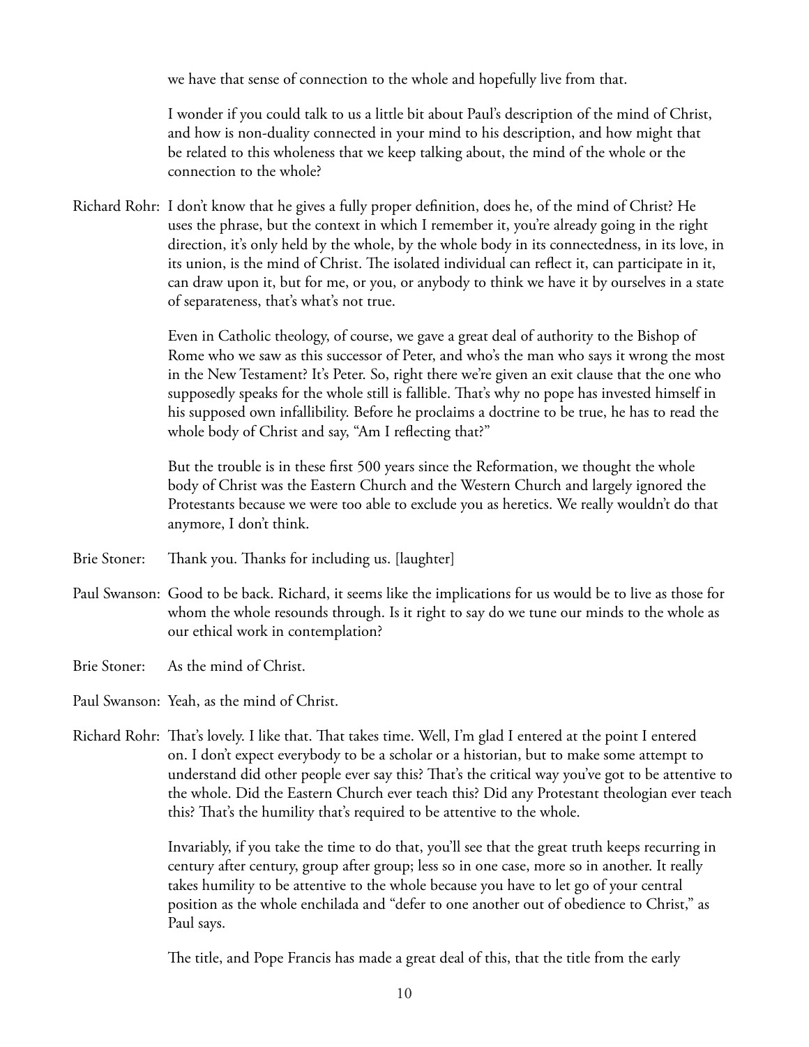we have that sense of connection to the whole and hopefully live from that.

I wonder if you could talk to us a little bit about Paul's description of the mind of Christ, and how is non-duality connected in your mind to his description, and how might that be related to this wholeness that we keep talking about, the mind of the whole or the connection to the whole?

Richard Rohr: I don't know that he gives a fully proper definition, does he, of the mind of Christ? He uses the phrase, but the context in which I remember it, you're already going in the right direction, it's only held by the whole, by the whole body in its connectedness, in its love, in its union, is the mind of Christ. The isolated individual can reflect it, can participate in it, can draw upon it, but for me, or you, or anybody to think we have it by ourselves in a state of separateness, that's what's not true.

Even in Catholic theology, of course, we gave a great deal of authority to the Bishop of Rome who we saw as this successor of Peter, and who's the man who says it wrong the most in the New Testament? It's Peter. So, right there we're given an exit clause that the one who supposedly speaks for the whole still is fallible. That's why no pope has invested himself in his supposed own infallibility. Before he proclaims a doctrine to be true, he has to read the whole body of Christ and say, "Am I reflecting that?"

But the trouble is in these first 500 years since the Reformation, we thought the whole body of Christ was the Eastern Church and the Western Church and largely ignored the Protestants because we were too able to exclude you as heretics. We really wouldn't do that anymore, I don't think.

Brie Stoner: Thank you. Thanks for including us. [laughter]

Paul Swanson: Good to be back. Richard, it seems like the implications for us would be to live as those for whom the whole resounds through. Is it right to say do we tune our minds to the whole as our ethical work in contemplation?

Brie Stoner: As the mind of Christ.

Paul Swanson: Yeah, as the mind of Christ.

Richard Rohr: That's lovely. I like that. That takes time. Well, I'm glad I entered at the point I entered on. I don't expect everybody to be a scholar or a historian, but to make some attempt to understand did other people ever say this? That's the critical way you've got to be attentive to the whole. Did the Eastern Church ever teach this? Did any Protestant theologian ever teach this? That's the humility that's required to be attentive to the whole.

Invariably, if you take the time to do that, you'll see that the great truth keeps recurring in century after century, group after group; less so in one case, more so in another. It really takes humility to be attentive to the whole because you have to let go of your central position as the whole enchilada and "defer to one another out of obedience to Christ," as Paul says.

The title, and Pope Francis has made a great deal of this, that the title from the early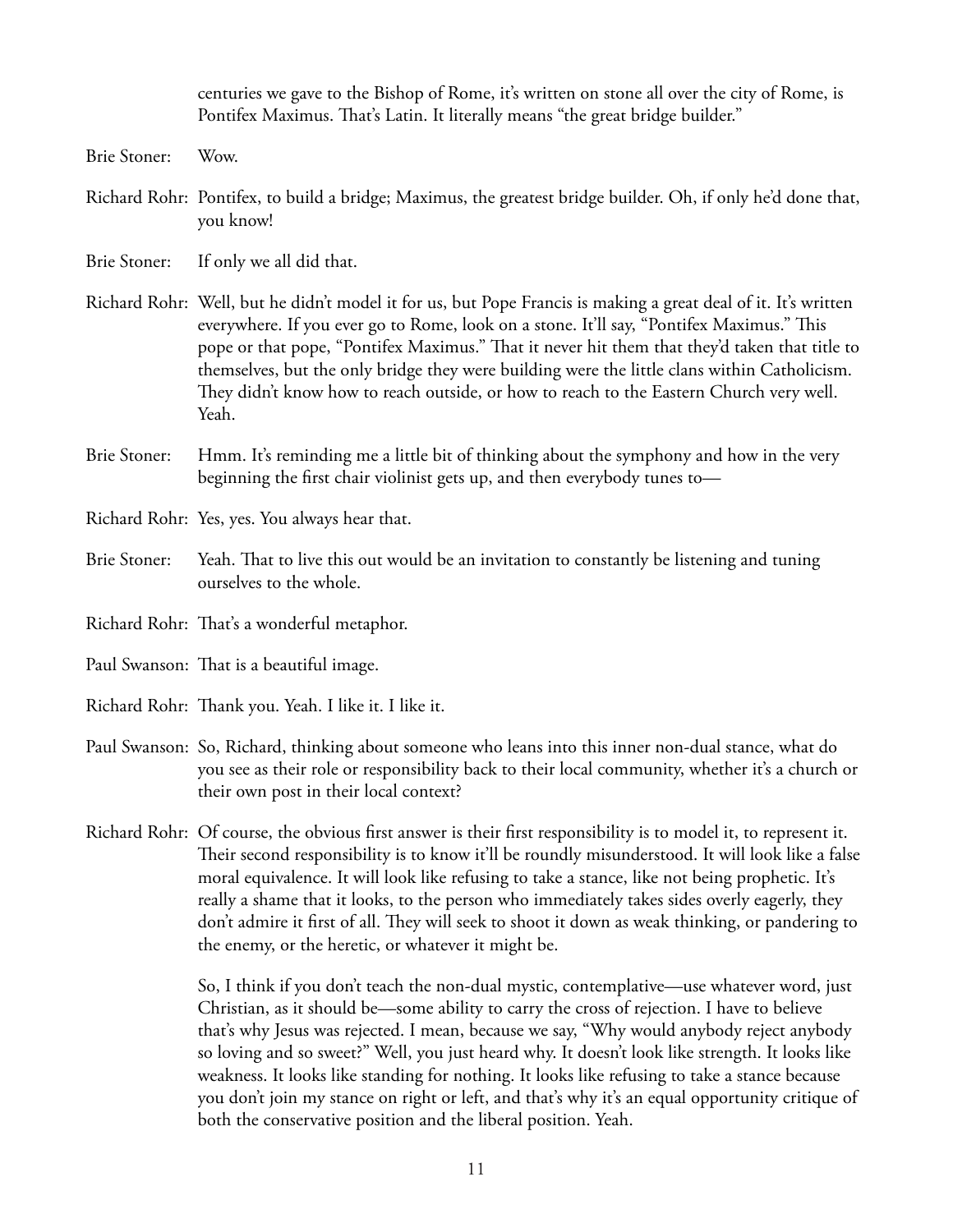centuries we gave to the Bishop of Rome, it's written on stone all over the city of Rome, is Pontifex Maximus. That's Latin. It literally means "the great bridge builder."

Brie Stoner: Wow.

Richard Rohr: Pontifex, to build a bridge; Maximus, the greatest bridge builder. Oh, if only he'd done that, you know!

Brie Stoner: If only we all did that.

Richard Rohr: Well, but he didn't model it for us, but Pope Francis is making a great deal of it. It's written everywhere. If you ever go to Rome, look on a stone. It'll say, "Pontifex Maximus." This pope or that pope, "Pontifex Maximus." That it never hit them that they'd taken that title to themselves, but the only bridge they were building were the little clans within Catholicism. They didn't know how to reach outside, or how to reach to the Eastern Church very well. Yeah.

Brie Stoner: Hmm. It's reminding me a little bit of thinking about the symphony and how in the very beginning the first chair violinist gets up, and then everybody tunes to—

Richard Rohr: Yes, yes. You always hear that.

Brie Stoner: Yeah. That to live this out would be an invitation to constantly be listening and tuning ourselves to the whole.

Richard Rohr: That's a wonderful metaphor.

Paul Swanson: That is a beautiful image.

Richard Rohr: Thank you. Yeah. I like it. I like it.

Paul Swanson: So, Richard, thinking about someone who leans into this inner non-dual stance, what do you see as their role or responsibility back to their local community, whether it's a church or their own post in their local context?

Richard Rohr: Of course, the obvious first answer is their first responsibility is to model it, to represent it. Their second responsibility is to know it'll be roundly misunderstood. It will look like a false moral equivalence. It will look like refusing to take a stance, like not being prophetic. It's really a shame that it looks, to the person who immediately takes sides overly eagerly, they don't admire it first of all. They will seek to shoot it down as weak thinking, or pandering to the enemy, or the heretic, or whatever it might be.

So, I think if you don't teach the non-dual mystic, contemplative—use whatever word, just Christian, as it should be—some ability to carry the cross of rejection. I have to believe that's why Jesus was rejected. I mean, because we say, "Why would anybody reject anybody so loving and so sweet?" Well, you just heard why. It doesn't look like strength. It looks like weakness. It looks like standing for nothing. It looks like refusing to take a stance because you don't join my stance on right or left, and that's why it's an equal opportunity critique of both the conservative position and the liberal position. Yeah.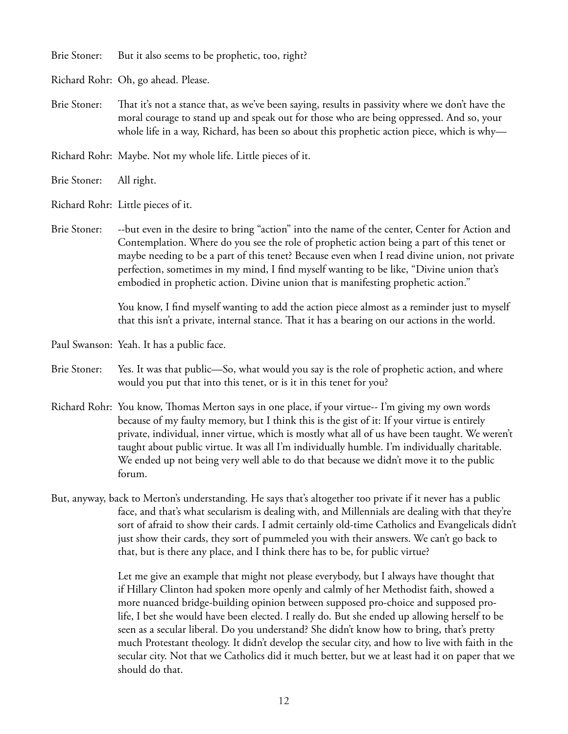Brie Stoner: But it also seems to be prophetic, too, right?

Richard Rohr: Oh, go ahead. Please.

Brie Stoner: That it's not a stance that, as we've been saying, results in passivity where we don't have the moral courage to stand up and speak out for those who are being oppressed. And so, your whole life in a way, Richard, has been so about this prophetic action piece, which is why—

Richard Rohr: Maybe. Not my whole life. Little pieces of it.

Brie Stoner: All right.

Richard Rohr: Little pieces of it.

Brie Stoner: --but even in the desire to bring "action" into the name of the center, Center for Action and Contemplation. Where do you see the role of prophetic action being a part of this tenet or maybe needing to be a part of this tenet? Because even when I read divine union, not private perfection, sometimes in my mind, I find myself wanting to be like, "Divine union that's embodied in prophetic action. Divine union that is manifesting prophetic action."

You know, I find myself wanting to add the action piece almost as a reminder just to myself that this isn't a private, internal stance. That it has a bearing on our actions in the world.

Paul Swanson: Yeah. It has a public face.

Brie Stoner: Yes. It was that public—So, what would you say is the role of prophetic action, and where would you put that into this tenet, or is it in this tenet for you?

Richard Rohr: You know, Thomas Merton says in one place, if your virtue-- I'm giving my own words because of my faulty memory, but I think this is the gist of it: If your virtue is entirely private, individual, inner virtue, which is mostly what all of us have been taught. We weren't taught about public virtue. It was all I'm individually humble. I'm individually charitable. We ended up not being very well able to do that because we didn't move it to the public forum.

But, anyway, back to Merton's understanding. He says that's altogether too private if it never has a public face, and that's what secularism is dealing with, and Millennials are dealing with that they're sort of afraid to show their cards. I admit certainly old-time Catholics and Evangelicals didn't just show their cards, they sort of pummeled you with their answers. We can't go back to that, but is there any place, and I think there has to be, for public virtue?

Let me give an example that might not please everybody, but I always have thought that if Hillary Clinton had spoken more openly and calmly of her Methodist faith, showed a more nuanced bridge-building opinion between supposed pro-choice and supposed pro-life, I bet she would have been elected. I really do. But she ended up allowing herself to be seen as a secular liberal. Do you understand? She didn't know how to bring, that's pretty much Protestant theology. It didn't develop the secular city, and how to live with faith in the secular city. Not that we Catholics did it much better, but we at least had it on paper that we should do that.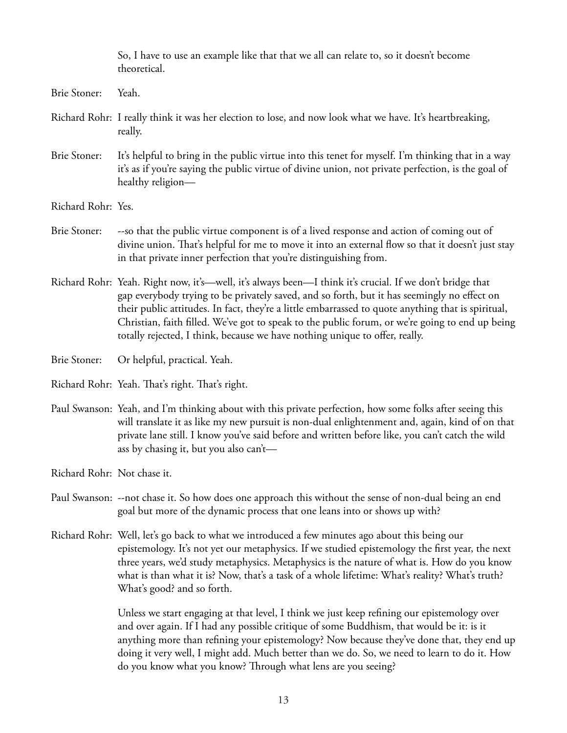So, I have to use an example like that that we all can relate to, so it doesn't become theoretical.

Brie Stoner: Yeah.

Richard Rohr: I really think it was her election to lose, and now look what we have. It's heartbreaking, really.

Brie Stoner: It's helpful to bring in the public virtue into this tenet for myself. I'm thinking that in a way it's as if you're saying the public virtue of divine union, not private perfection, is the goal of healthy religion—

Richard Rohr: Yes.

Brie Stoner: --so that the public virtue component is of a lived response and action of coming out of divine union. That's helpful for me to move it into an external flow so that it doesn't just stay in that private inner perfection that you're distinguishing from.

Richard Rohr: Yeah. Right now, it's—well, it's always been—I think it's crucial. If we don't bridge that gap everybody trying to be privately saved, and so forth, but it has seemingly no effect on their public attitudes. In fact, they're a little embarrassed to quote anything that is spiritual, Christian, faith filled. We've got to speak to the public forum, or we're going to end up being totally rejected, I think, because we have nothing unique to offer, really.

Brie Stoner: Or helpful, practical. Yeah.

Richard Rohr: Yeah. That's right. That's right.

Paul Swanson: Yeah, and I'm thinking about with this private perfection, how some folks after seeing this will translate it as like my new pursuit is non-dual enlightenment and, again, kind of on that private lane still. I know you've said before and written before like, you can't catch the wild ass by chasing it, but you also can't—

Richard Rohr: Not chase it.

Paul Swanson: --not chase it. So how does one approach this without the sense of non-dual being an end goal but more of the dynamic process that one leans into or shows up with?

Richard Rohr: Well, let's go back to what we introduced a few minutes ago about this being our epistemology. It's not yet our metaphysics. If we studied epistemology the first year, the next three years, we'd study metaphysics. Metaphysics is the nature of what is. How do you know what is than what it is? Now, that's a task of a whole lifetime: What's reality? What's truth? What's good? and so forth.

Unless we start engaging at that level, I think we just keep refining our epistemology over and over again. If I had any possible critique of some Buddhism, that would be it: is it anything more than refining your epistemology? Now because they've done that, they end up doing it very well, I might add. Much better than we do. So, we need to learn to do it. How do you know what you know? Through what lens are you seeing?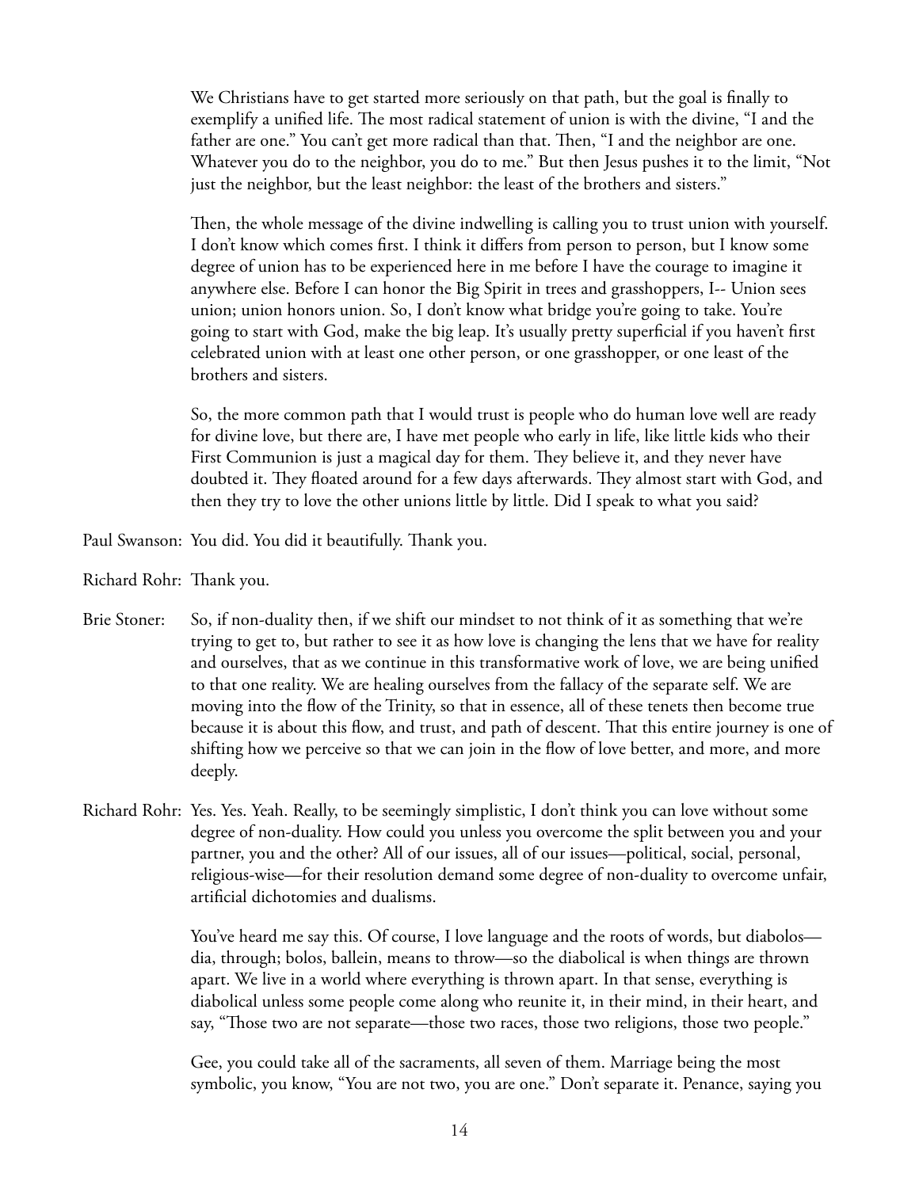We Christians have to get started more seriously on that path, but the goal is finally to exemplify a unified life. The most radical statement of union is with the divine, "I and the father are one." You can't get more radical than that. Then, "I and the neighbor are one. Whatever you do to the neighbor, you do to me." But then Jesus pushes it to the limit, "Not just the neighbor, but the least neighbor: the least of the brothers and sisters."

Then, the whole message of the divine indwelling is calling you to trust union with yourself. I don't know which comes first. I think it differs from person to person, but I know some degree of union has to be experienced here in me before I have the courage to imagine it anywhere else. Before I can honor the Big Spirit in trees and grasshoppers, I-- Union sees union; union honors union. So, I don't know what bridge you're going to take. You're going to start with God, make the big leap. It's usually pretty superficial if you haven't first celebrated union with at least one other person, or one grasshopper, or one least of the brothers and sisters.

So, the more common path that I would trust is people who do human love well are ready for divine love, but there are, I have met people who early in life, like little kids who their First Communion is just a magical day for them. They believe it, and they never have doubted it. They floated around for a few days afterwards. They almost start with God, and then they try to love the other unions little by little. Did I speak to what you said?

Paul Swanson: You did. You did it beautifully. Thank you.

Richard Rohr: Thank you.

Brie Stoner: So, if non-duality then, if we shift our mindset to not think of it as something that we're trying to get to, but rather to see it as how love is changing the lens that we have for reality and ourselves, that as we continue in this transformative work of love, we are being unified to that one reality. We are healing ourselves from the fallacy of the separate self. We are moving into the flow of the Trinity, so that in essence, all of these tenets then become true because it is about this flow, and trust, and path of descent. That this entire journey is one of shifting how we perceive so that we can join in the flow of love better, and more, and more deeply.

Richard Rohr: Yes. Yes. Yeah. Really, to be seemingly simplistic, I don't think you can love without some degree of non-duality. How could you unless you overcome the split between you and your partner, you and the other? All of our issues, all of our issues—political, social, personal, religious-wise—for their resolution demand some degree of non-duality to overcome unfair, artificial dichotomies and dualisms.

You've heard me say this. Of course, I love language and the roots of words, but diabolos—dia, through; bolos, ballein, means to throw—so the diabolical is when things are thrown apart. We live in a world where everything is thrown apart. In that sense, everything is diabolical unless some people come along who reunite it, in their mind, in their heart, and say, "Those two are not separate—those two races, those two religions, those two people."

Gee, you could take all of the sacraments, all seven of them. Marriage being the most symbolic, you know, "You are not two, you are one." Don't separate it. Penance, saying you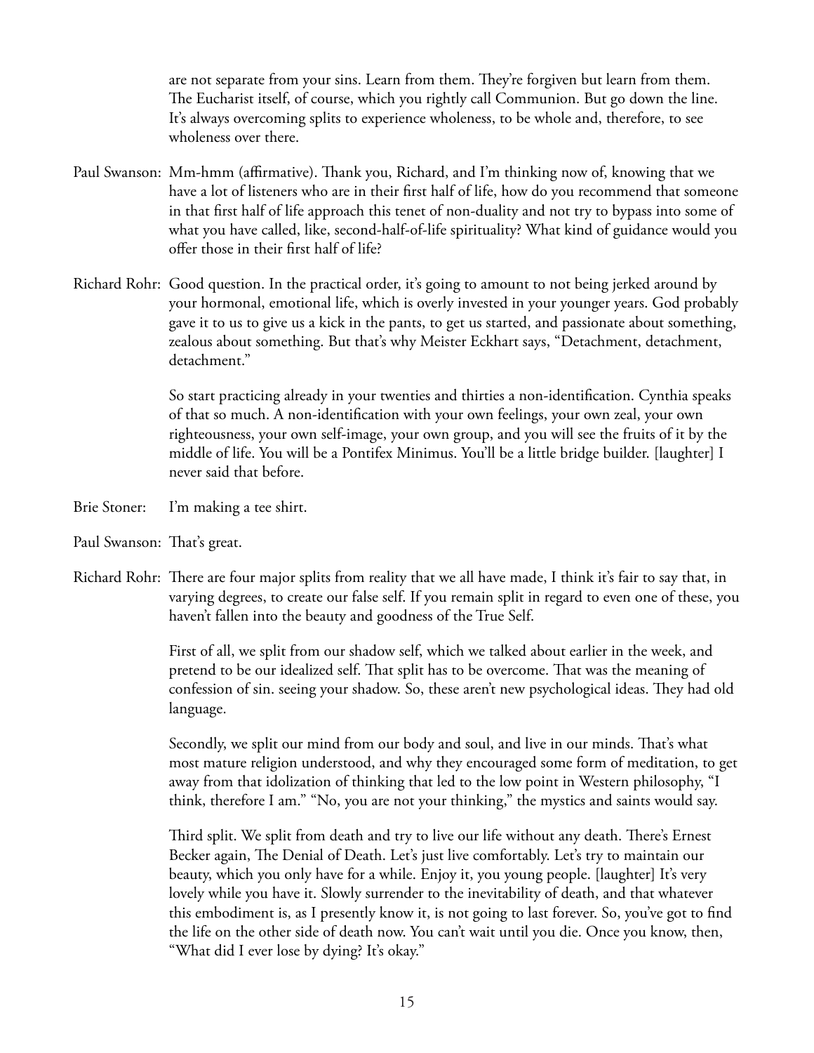are not separate from your sins. Learn from them. They're forgiven but learn from them. The Eucharist itself, of course, which you rightly call Communion. But go down the line. It's always overcoming splits to experience wholeness, to be whole and, therefore, to see wholeness over there.

Paul Swanson: Mm-hmm (affirmative). Thank you, Richard, and I'm thinking now of, knowing that we have a lot of listeners who are in their first half of life, how do you recommend that someone in that first half of life approach this tenet of non-duality and not try to bypass into some of what you have called, like, second-half-of-life spirituality? What kind of guidance would you offer those in their first half of life?

Richard Rohr: Good question. In the practical order, it's going to amount to not being jerked around by your hormonal, emotional life, which is overly invested in your younger years. God probably gave it to us to give us a kick in the pants, to get us started, and passionate about something, zealous about something. But that's why Meister Eckhart says, "Detachment, detachment, detachment."

So start practicing already in your twenties and thirties a non-identification. Cynthia speaks of that so much. A non-identification with your own feelings, your own zeal, your own righteousness, your own self-image, your own group, and you will see the fruits of it by the middle of life. You will be a Pontifex Minimus. You'll be a little bridge builder. [laughter] I never said that before.

Brie Stoner: I'm making a tee shirt.

Paul Swanson: That's great.

Richard Rohr: There are four major splits from reality that we all have made, I think it's fair to say that, in varying degrees, to create our false self. If you remain split in regard to even one of these, you haven't fallen into the beauty and goodness of the True Self.

First of all, we split from our shadow self, which we talked about earlier in the week, and pretend to be our idealized self. That split has to be overcome. That was the meaning of confession of sin. seeing your shadow. So, these aren't new psychological ideas. They had old language.

Secondly, we split our mind from our body and soul, and live in our minds. That's what most mature religion understood, and why they encouraged some form of meditation, to get away from that idolization of thinking that led to the low point in Western philosophy, "I think, therefore I am." "No, you are not your thinking," the mystics and saints would say.

Third split. We split from death and try to live our life without any death. There's Ernest Becker again, The Denial of Death. Let's just live comfortably. Let's try to maintain our beauty, which you only have for a while. Enjoy it, you young people. [laughter] It's very lovely while you have it. Slowly surrender to the inevitability of death, and that whatever this embodiment is, as I presently know it, is not going to last forever. So, you've got to find the life on the other side of death now. You can't wait until you die. Once you know, then, "What did I ever lose by dying? It's okay."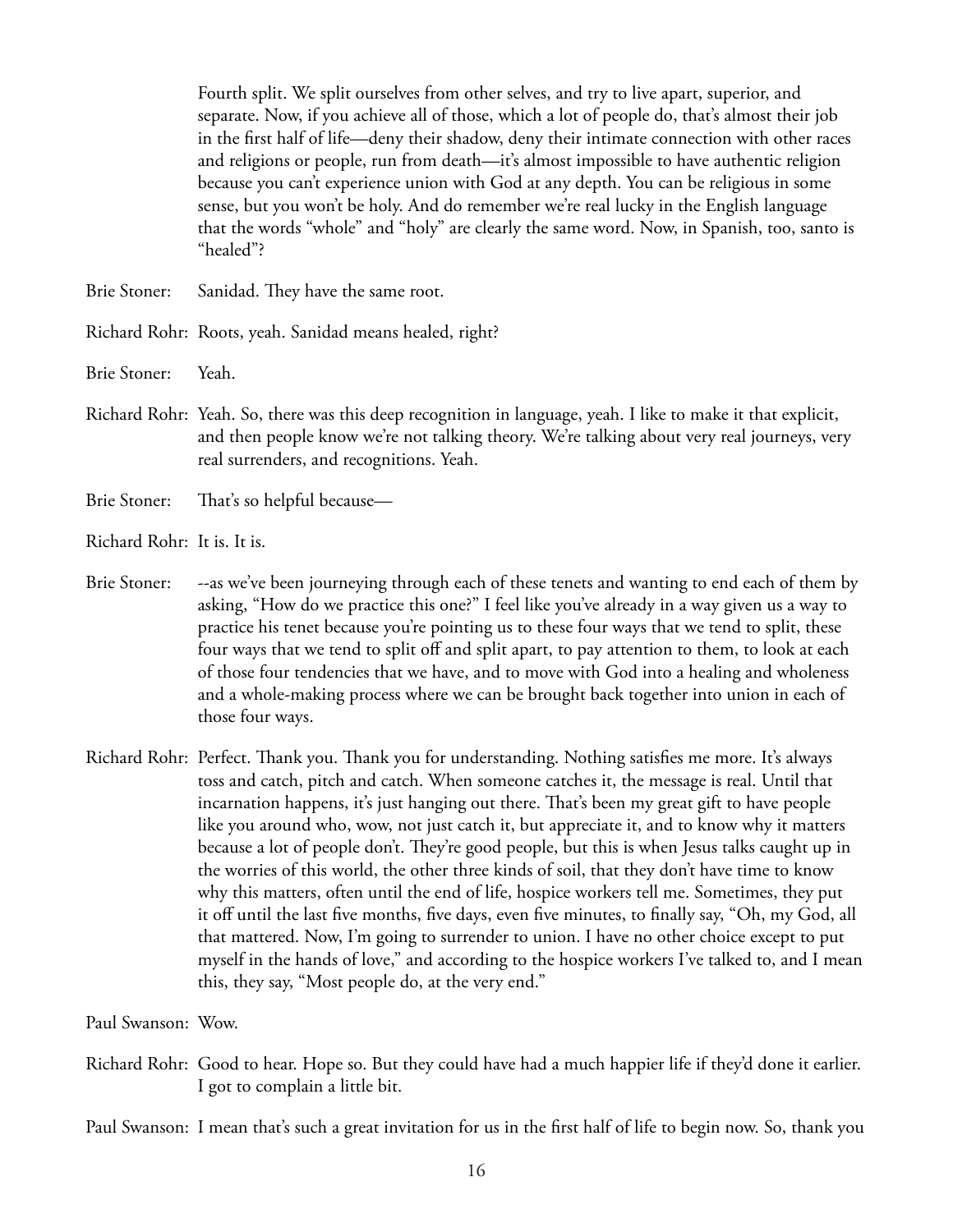Fourth split. We split ourselves from other selves, and try to live apart, superior, and separate. Now, if you achieve all of those, which a lot of people do, that's almost their job in the first half of life—deny their shadow, deny their intimate connection with other races and religions or people, run from death—it's almost impossible to have authentic religion because you can't experience union with God at any depth. You can be religious in some sense, but you won't be holy. And do remember we're real lucky in the English language that the words "whole" and "holy" are clearly the same word. Now, in Spanish, too, santo is "healed"?

Brie Stoner: Sanidad. They have the same root.

Richard Rohr: Roots, yeah. Sanidad means healed, right?

Brie Stoner: Yeah.

Richard Rohr: Yeah. So, there was this deep recognition in language, yeah. I like to make it that explicit, and then people know we're not talking theory. We're talking about very real journeys, very real surrenders, and recognitions. Yeah.

Brie Stoner: That's so helpful because—

Richard Rohr: It is. It is.

Brie Stoner: --as we've been journeying through each of these tenets and wanting to end each of them by asking, "How do we practice this one?" I feel like you've already in a way given us a way to practice his tenet because you're pointing us to these four ways that we tend to split, these four ways that we tend to split off and split apart, to pay attention to them, to look at each of those four tendencies that we have, and to move with God into a healing and wholeness and a whole-making process where we can be brought back together into union in each of those four ways.

Richard Rohr: Perfect. Thank you. Thank you for understanding. Nothing satisfies me more. It's always toss and catch, pitch and catch. When someone catches it, the message is real. Until that incarnation happens, it's just hanging out there. That's been my great gift to have people like you around who, wow, not just catch it, but appreciate it, and to know why it matters because a lot of people don't. They're good people, but this is when Jesus talks caught up in the worries of this world, the other three kinds of soil, that they don't have time to know why this matters, often until the end of life, hospice workers tell me. Sometimes, they put it off until the last five months, five days, even five minutes, to finally say, "Oh, my God, all that mattered. Now, I'm going to surrender to union. I have no other choice except to put myself in the hands of love," and according to the hospice workers I've talked to, and I mean this, they say, "Most people do, at the very end."

Paul Swanson: Wow.

Richard Rohr: Good to hear. Hope so. But they could have had a much happier life if they'd done it earlier. I got to complain a little bit.

Paul Swanson: I mean that's such a great invitation for us in the first half of life to begin now. So, thank you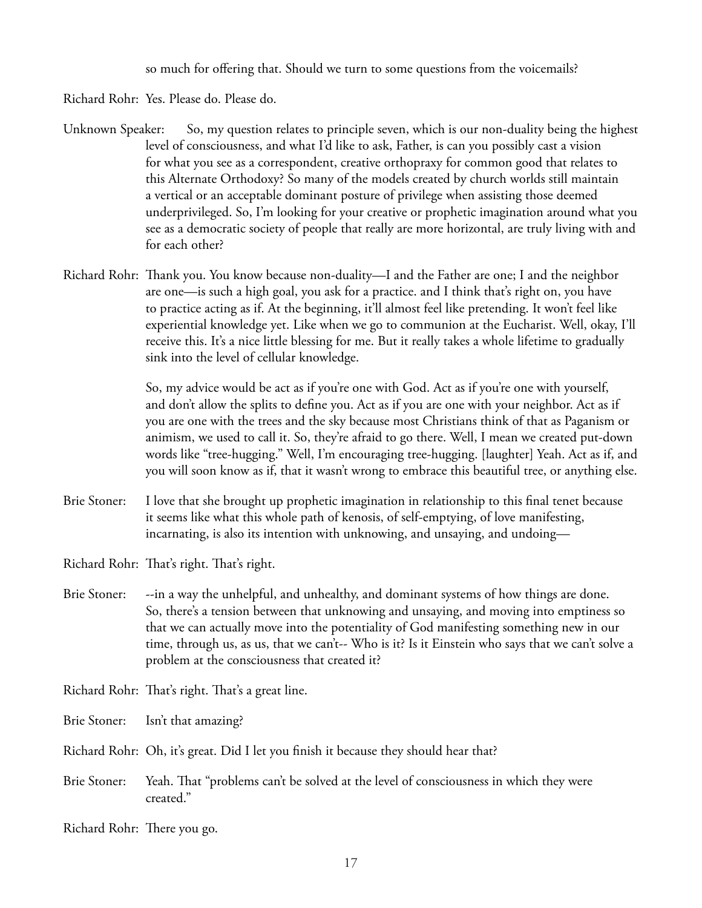so much for offering that. Should we turn to some questions from the voicemails?

Richard Rohr: Yes. Please do. Please do.

Unknown Speaker: So, my question relates to principle seven, which is our non-duality being the highest level of consciousness, and what I'd like to ask, Father, is can you possibly cast a vision for what you see as a correspondent, creative orthopraxy for common good that relates to this Alternate Orthodoxy? So many of the models created by church worlds still maintain a vertical or an acceptable dominant posture of privilege when assisting those deemed underprivileged. So, I'm looking for your creative or prophetic imagination around what you see as a democratic society of people that really are more horizontal, are truly living with and for each other?

Richard Rohr: Thank you. You know because non-duality—I and the Father are one; I and the neighbor are one—is such a high goal, you ask for a practice. and I think that's right on, you have to practice acting as if. At the beginning, it'll almost feel like pretending. It won't feel like experiential knowledge yet. Like when we go to communion at the Eucharist. Well, okay, I'll receive this. It's a nice little blessing for me. But it really takes a whole lifetime to gradually sink into the level of cellular knowledge.

So, my advice would be act as if you're one with God. Act as if you're one with yourself, and don't allow the splits to define you. Act as if you are one with your neighbor. Act as if you are one with the trees and the sky because most Christians think of that as Paganism or animism, we used to call it. So, they're afraid to go there. Well, I mean we created put-down words like "tree-hugging." Well, I'm encouraging tree-hugging. [laughter] Yeah. Act as if, and you will soon know as if, that it wasn't wrong to embrace this beautiful tree, or anything else.

Brie Stoner: I love that she brought up prophetic imagination in relationship to this final tenet because it seems like what this whole path of kenosis, of self-emptying, of love manifesting, incarnating, is also its intention with unknowing, and unsaying, and undoing—

Richard Rohr: That's right. That's right.

Brie Stoner: --in a way the unhelpful, and unhealthy, and dominant systems of how things are done. So, there's a tension between that unknowing and unsaying, and moving into emptiness so that we can actually move into the potentiality of God manifesting something new in our time, through us, as us, that we can't-- Who is it? Is it Einstein who says that we can't solve a problem at the consciousness that created it?

Richard Rohr: That's right. That's a great line.

Brie Stoner: Isn't that amazing?

Richard Rohr: Oh, it's great. Did I let you finish it because they should hear that?

Brie Stoner: Yeah. That "problems can't be solved at the level of consciousness in which they were created."

Richard Rohr: There you go.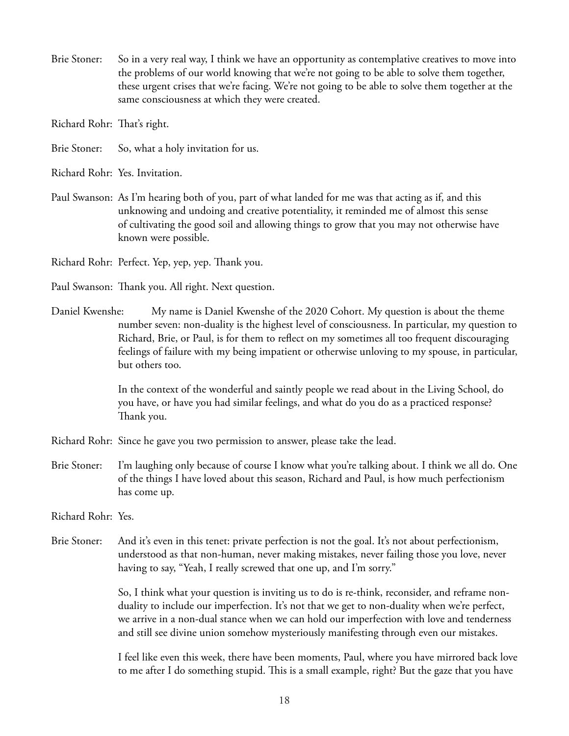Brie Stoner: So in a very real way, I think we have an opportunity as contemplative creatives to move into the problems of our world knowing that we're not going to be able to solve them together, these urgent crises that we're facing. We're not going to be able to solve them together at the same consciousness at which they were created.

Richard Rohr: That's right.

Brie Stoner: So, what a holy invitation for us.

Richard Rohr: Yes. Invitation.

Paul Swanson: As I'm hearing both of you, part of what landed for me was that acting as if, and this unknowing and undoing and creative potentiality, it reminded me of almost this sense of cultivating the good soil and allowing things to grow that you may not otherwise have known were possible.

Richard Rohr: Perfect. Yep, yep, yep. Thank you.

Paul Swanson: Thank you. All right. Next question.

Daniel Kwenshe: My name is Daniel Kwenshe of the 2020 Cohort. My question is about the theme number seven: non-duality is the highest level of consciousness. In particular, my question to Richard, Brie, or Paul, is for them to reflect on my sometimes all too frequent discouraging feelings of failure with my being impatient or otherwise unloving to my spouse, in particular, but others too.

In the context of the wonderful and saintly people we read about in the Living School, do you have, or have you had similar feelings, and what do you do as a practiced response? Thank you.

Richard Rohr: Since he gave you two permission to answer, please take the lead.

Brie Stoner: I'm laughing only because of course I know what you're talking about. I think we all do. One of the things I have loved about this season, Richard and Paul, is how much perfectionism has come up.

Richard Rohr: Yes.

Brie Stoner: And it's even in this tenet: private perfection is not the goal. It's not about perfectionism, understood as that non-human, never making mistakes, never failing those you love, never having to say, "Yeah, I really screwed that one up, and I'm sorry."

So, I think what your question is inviting us to do is re-think, reconsider, and reframe non-duality to include our imperfection. It's not that we get to non-duality when we're perfect, we arrive in a non-dual stance when we can hold our imperfection with love and tenderness and still see divine union somehow mysteriously manifesting through even our mistakes.

I feel like even this week, there have been moments, Paul, where you have mirrored back love to me after I do something stupid. This is a small example, right? But the gaze that you have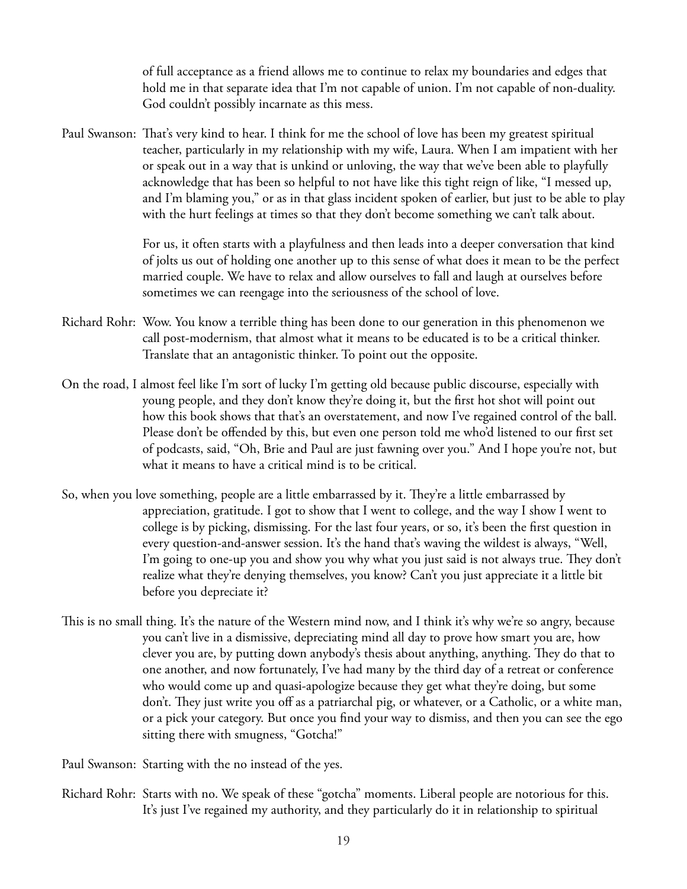of full acceptance as a friend allows me to continue to relax my boundaries and edges that hold me in that separate idea that I'm not capable of union. I'm not capable of non-duality. God couldn't possibly incarnate as this mess.

Paul Swanson: That's very kind to hear. I think for me the school of love has been my greatest spiritual teacher, particularly in my relationship with my wife, Laura. When I am impatient with her or speak out in a way that is unkind or unloving, the way that we've been able to playfully acknowledge that has been so helpful to not have like this tight reign of like, "I messed up, and I'm blaming you," or as in that glass incident spoken of earlier, but just to be able to play with the hurt feelings at times so that they don't become something we can't talk about.

For us, it often starts with a playfulness and then leads into a deeper conversation that kind of jolts us out of holding one another up to this sense of what does it mean to be the perfect married couple. We have to relax and allow ourselves to fall and laugh at ourselves before sometimes we can reengage into the seriousness of the school of love.

Richard Rohr: Wow. You know a terrible thing has been done to our generation in this phenomenon we call post-modernism, that almost what it means to be educated is to be a critical thinker. Translate that an antagonistic thinker. To point out the opposite.

On the road, I almost feel like I'm sort of lucky I'm getting old because public discourse, especially with young people, and they don't know they're doing it, but the first hot shot will point out how this book shows that that's an overstatement, and now I've regained control of the ball. Please don't be offended by this, but even one person told me who'd listened to our first set of podcasts, said, "Oh, Brie and Paul are just fawning over you." And I hope you're not, but what it means to have a critical mind is to be critical.

So, when you love something, people are a little embarrassed by it. They're a little embarrassed by appreciation, gratitude. I got to show that I went to college, and the way I show I went to college is by picking, dismissing. For the last four years, or so, it's been the first question in every question-and-answer session. It's the hand that's waving the wildest is always, "Well, I'm going to one-up you and show you why what you just said is not always true. They don't realize what they're denying themselves, you know? Can't you just appreciate it a little bit before you depreciate it?

This is no small thing. It's the nature of the Western mind now, and I think it's why we're so angry, because you can't live in a dismissive, depreciating mind all day to prove how smart you are, how clever you are, by putting down anybody's thesis about anything, anything. They do that to one another, and now fortunately, I've had many by the third day of a retreat or conference who would come up and quasi-apologize because they get what they're doing, but some don't. They just write you off as a patriarchal pig, or whatever, or a Catholic, or a white man, or a pick your category. But once you find your way to dismiss, and then you can see the ego sitting there with smugness, "Gotcha!"

Paul Swanson: Starting with the no instead of the yes.

Richard Rohr: Starts with no. We speak of these "gotcha" moments. Liberal people are notorious for this. It's just I've regained my authority, and they particularly do it in relationship to spiritual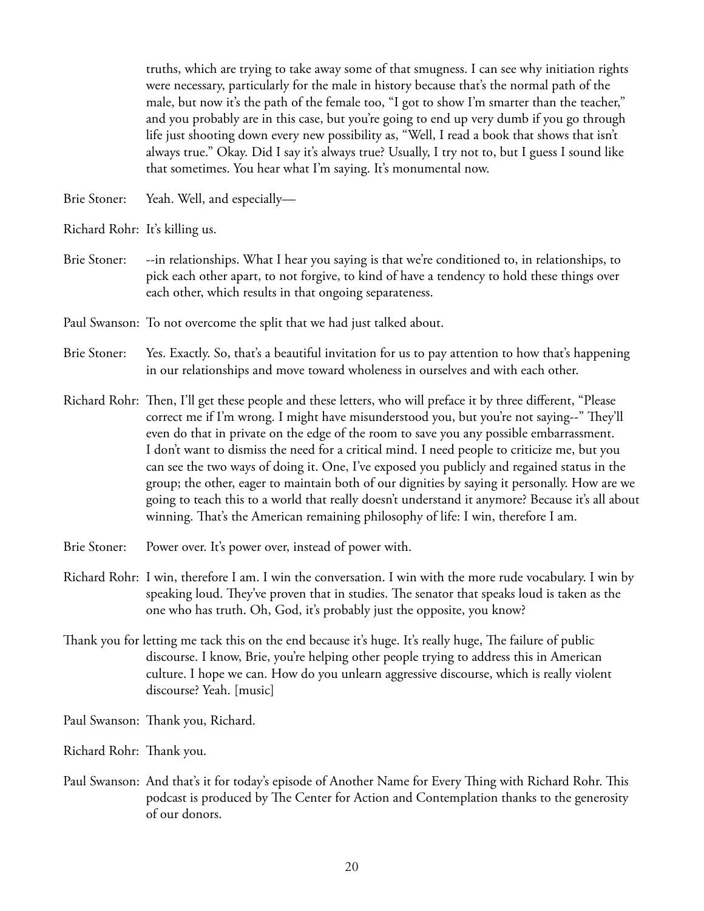truths, which are trying to take away some of that smugness. I can see why initiation rights were necessary, particularly for the male in history because that's the normal path of the male, but now it's the path of the female too, "I got to show I'm smarter than the teacher," and you probably are in this case, but you're going to end up very dumb if you go through life just shooting down every new possibility as, "Well, I read a book that shows that isn't always true." Okay. Did I say it's always true? Usually, I try not to, but I guess I sound like that sometimes. You hear what I'm saying. It's monumental now.

Brie Stoner: Yeah. Well, and especially—

Richard Rohr: It's killing us.

Brie Stoner: --in relationships. What I hear you saying is that we're conditioned to, in relationships, to pick each other apart, to not forgive, to kind of have a tendency to hold these things over each other, which results in that ongoing separateness.

Paul Swanson: To not overcome the split that we had just talked about.

Brie Stoner: Yes. Exactly. So, that's a beautiful invitation for us to pay attention to how that's happening in our relationships and move toward wholeness in ourselves and with each other.

Richard Rohr: Then, I'll get these people and these letters, who will preface it by three different, "Please correct me if I'm wrong. I might have misunderstood you, but you're not saying--" They'll even do that in private on the edge of the room to save you any possible embarrassment. I don't want to dismiss the need for a critical mind. I need people to criticize me, but you can see the two ways of doing it. One, I've exposed you publicly and regained status in the group; the other, eager to maintain both of our dignities by saying it personally. How are we going to teach this to a world that really doesn't understand it anymore? Because it's all about winning. That's the American remaining philosophy of life: I win, therefore I am.

Brie Stoner: Power over. It's power over, instead of power with.

Richard Rohr: I win, therefore I am. I win the conversation. I win with the more rude vocabulary. I win by speaking loud. They've proven that in studies. The senator that speaks loud is taken as the one who has truth. Oh, God, it's probably just the opposite, you know?

Thank you for letting me tack this on the end because it's huge. It's really huge, The failure of public discourse. I know, Brie, you're helping other people trying to address this in American culture. I hope we can. How do you unlearn aggressive discourse, which is really violent discourse? Yeah. [music]

Paul Swanson: Thank you, Richard.

Richard Rohr: Thank you.

Paul Swanson: And that's it for today's episode of Another Name for Every Thing with Richard Rohr. This podcast is produced by The Center for Action and Contemplation thanks to the generosity of our donors.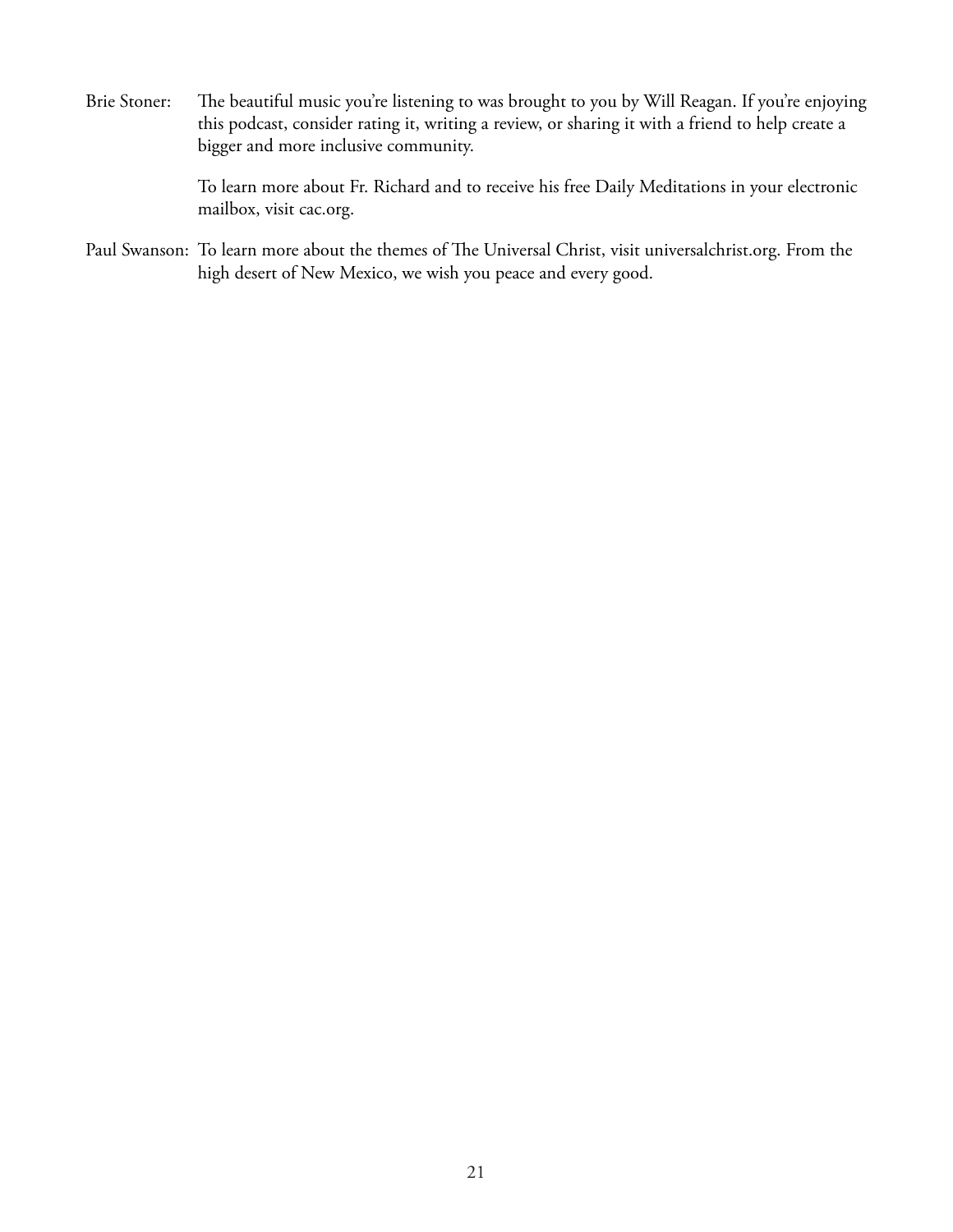Brie Stoner: The beautiful music you're listening to was brought to you by Will Reagan. If you're enjoying this podcast, consider rating it, writing a review, or sharing it with a friend to help create a bigger and more inclusive community.

To learn more about Fr. Richard and to receive his free Daily Meditations in your electronic mailbox, visit cac.org.

Paul Swanson: To learn more about the themes of The Universal Christ, visit universalchrist.org. From the high desert of New Mexico, we wish you peace and every good.